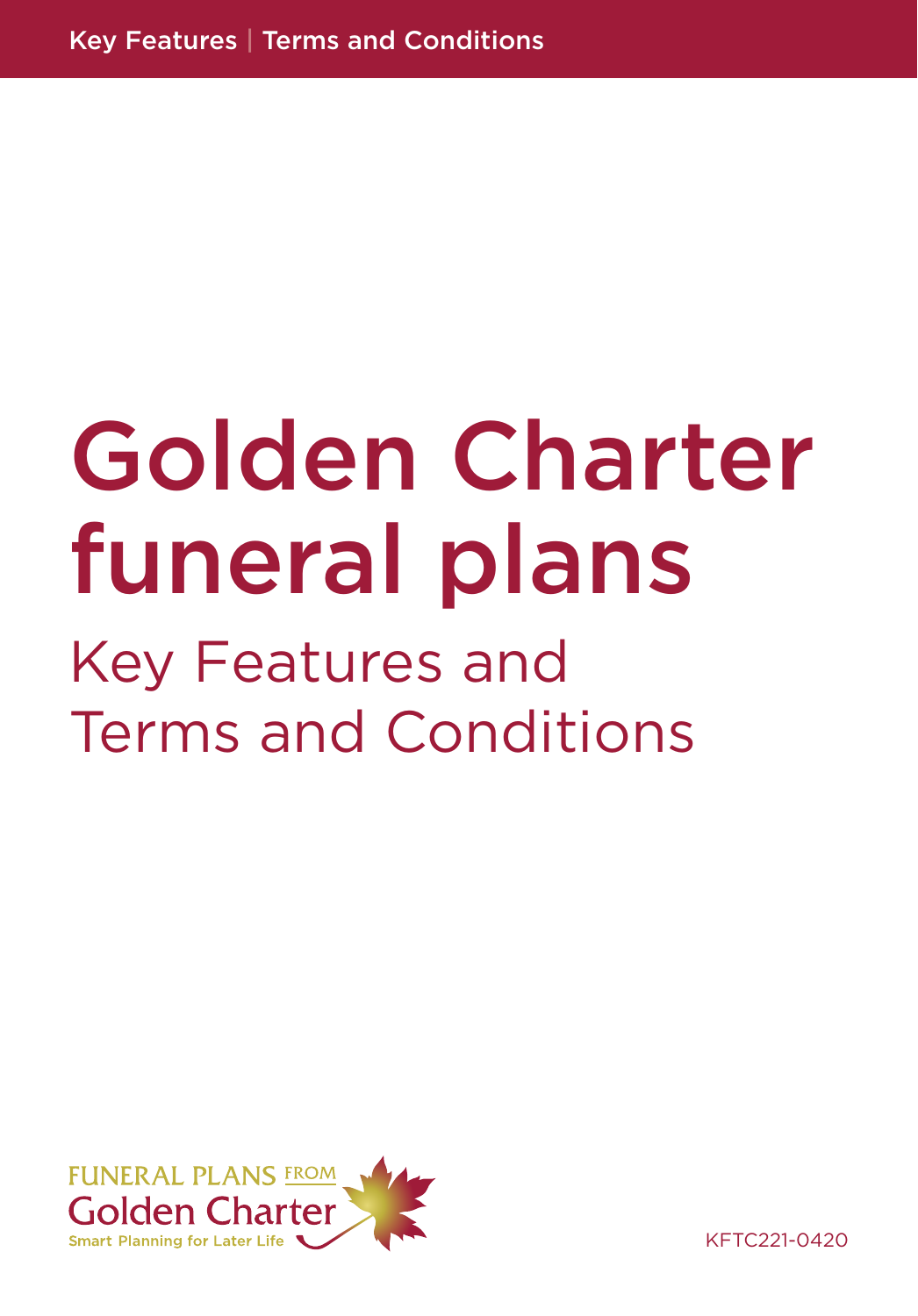Key Features | Terms and Conditions

# Golden Charter funeral plans

## Key Features and Terms and Conditions

FUNERAL PLANS FROM
Golden Charter
Smart Planning for Later Life

KFTC221-0420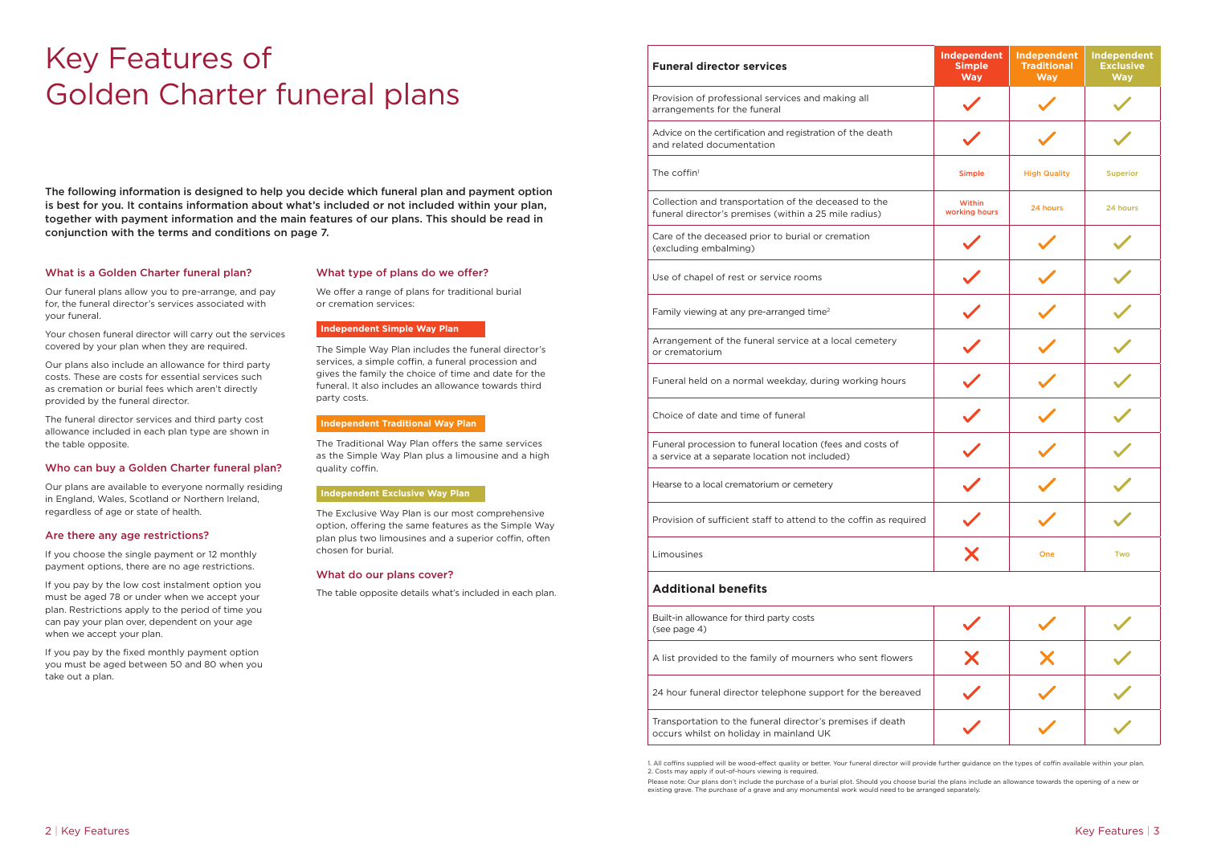# Key Features of Golden Charter funeral plans

**The following information is designed to help you decide which funeral plan and payment option is best for you. It contains information about what's included or not included within your plan, together with payment information and the main features of our plans. This should be read in conjunction with the terms and conditions on page 7.**

### What is a Golden Charter funeral plan?

Our funeral plans allow you to pre-arrange, and pay for, the funeral director's services associated with your funeral.

Your chosen funeral director will carry out the services covered by your plan when they are required.

Our plans also include an allowance for third party costs. These are costs for essential services such as cremation or burial fees which aren't directly provided by the funeral director.

The funeral director services and third party cost allowance included in each plan type are shown in the table opposite.

### Who can buy a Golden Charter funeral plan?

Our plans are available to everyone normally residing in England, Wales, Scotland or Northern Ireland, regardless of age or state of health.

### Are there any age restrictions?

If you choose the single payment or 12 monthly payment options, there are no age restrictions.

If you pay by the low cost instalment option you must be aged 78 or under when we accept your plan. Restrictions apply to the period of time you can pay your plan over, dependent on your age when we accept your plan.

If you pay by the fixed monthly payment option you must be aged between 50 and 80 when you take out a plan.

### What type of plans do we offer?

We offer a range of plans for traditional burial or cremation services:

**Independent Simple Way Plan**

The Simple Way Plan includes the funeral director's services, a simple coffin, a funeral procession and gives the family the choice of time and date for the funeral. It also includes an allowance towards third party costs.

**Independent Traditional Way Plan**

The Traditional Way Plan offers the same services as the Simple Way Plan plus a limousine and a high quality coffin.

**Independent Exclusive Way Plan**

The Exclusive Way Plan is our most comprehensive option, offering the same features as the Simple Way plan plus two limousines and a superior coffin, often chosen for burial.

### What do our plans cover?

The table opposite details what's included in each plan.

| **Funeral director services** | **Independent Simple Way** | **Independent Traditional Way** | **Independent Exclusive Way** |
|---|---|---|---|
| Provision of professional services and making all arrangements for the funeral | ✓ | ✓ | ✓ |
| Advice on the certification and registration of the death and related documentation | ✓ | ✓ | ✓ |
| The coffin[1] | Simple | High Quality | Superior |
| Collection and transportation of the deceased to the funeral director's premises (within a 25 mile radius) | Within working hours | 24 hours | 24 hours |
| Care of the deceased prior to burial or cremation (excluding embalming) | ✓ | ✓ | ✓ |
| Use of chapel of rest or service rooms | ✓ | ✓ | ✓ |
| Family viewing at any pre-arranged time[2] | ✓ | ✓ | ✓ |
| Arrangement of the funeral service at a local cemetery or crematorium | ✓ | ✓ | ✓ |
| Funeral held on a normal weekday, during working hours | ✓ | ✓ | ✓ |
| Choice of date and time of funeral | ✓ | ✓ | ✓ |
| Funeral procession to funeral location (fees and costs of a service at a separate location not included) | ✓ | ✓ | ✓ |
| Hearse to a local crematorium or cemetery | ✓ | ✓ | ✓ |
| Provision of sufficient staff to attend to the coffin as required | ✓ | ✓ | ✓ |
| Limousines | ✗ | One | Two |
| **Additional benefits** | | | |
| Built-in allowance for third party costs (see page 4) | ✓ | ✓ | ✓ |
| A list provided to the family of mourners who sent flowers | ✗ | ✗ | ✓ |
| 24 hour funeral director telephone support for the bereaved | ✓ | ✓ | ✓ |
| Transportation to the funeral director's premises if death occurs whilst on holiday in mainland UK | ✓ | ✓ | ✓ |

1. All coffins supplied will be wood-effect quality or better. Your funeral director will provide further guidance on the types of coffin available within your plan.
2. Costs may apply if out-of-hours viewing is required.

Please note: Our plans don't include the purchase of a burial plot. Should you choose burial the plans include an allowance towards the opening of a new or existing grave. The purchase of a grave and any monumental work would need to be arranged separately.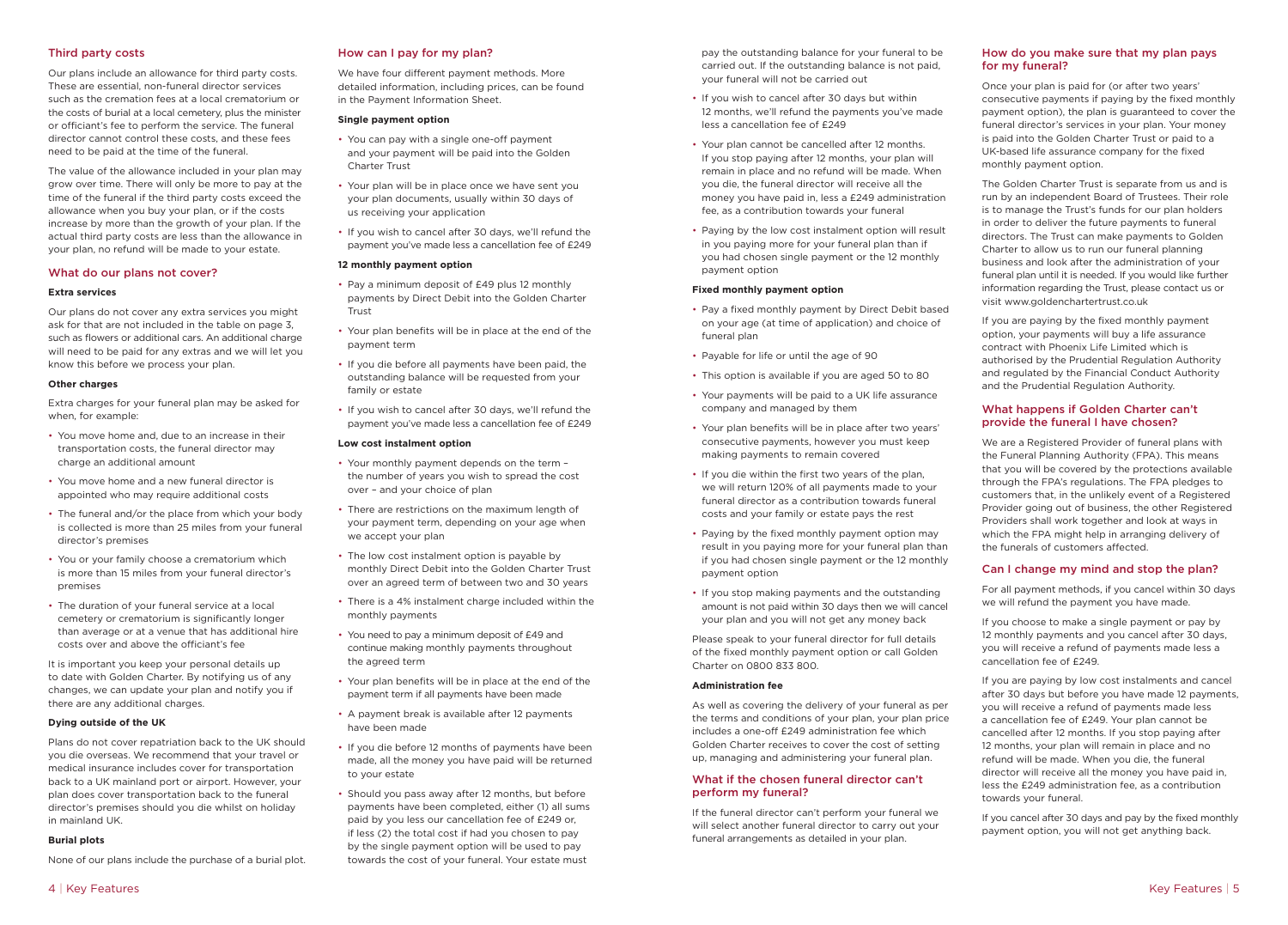## Third party costs

Our plans include an allowance for third party costs. These are essential, non-funeral director services such as the cremation fees at a local crematorium or the costs of burial at a local cemetery, plus the minister or officiant's fee to perform the service. The funeral director cannot control these costs, and these fees need to be paid at the time of the funeral.

The value of the allowance included in your plan may grow over time. There will only be more to pay at the time of the funeral if the third party costs exceed the allowance when you buy your plan, or if the costs increase by more than the growth of your plan. If the actual third party costs are less than the allowance in your plan, no refund will be made to your estate.

## What do our plans not cover?

**Extra services**

Our plans do not cover any extra services you might ask for that are not included in the table on page 3, such as flowers or additional cars. An additional charge will need to be paid for any extras and we will let you know this before we process your plan.

**Other charges**

Extra charges for your funeral plan may be asked for when, for example:

- You move home and, due to an increase in their transportation costs, the funeral director may charge an additional amount
- You move home and a new funeral director is appointed who may require additional costs
- The funeral and/or the place from which your body is collected is more than 25 miles from your funeral director's premises
- You or your family choose a crematorium which is more than 15 miles from your funeral director's premises
- The duration of your funeral service at a local cemetery or crematorium is significantly longer than average or at a venue that has additional hire costs over and above the officiant's fee

It is important you keep your personal details up to date with Golden Charter. By notifying us of any changes, we can update your plan and notify you if there are any additional charges.

**Dying outside of the UK**

Plans do not cover repatriation back to the UK should you die overseas. We recommend that your travel or medical insurance includes cover for transportation back to a UK mainland port or airport. However, your plan does cover transportation back to the funeral director's premises should you die whilst on holiday in mainland UK.

**Burial plots**

None of our plans include the purchase of a burial plot.

## How can I pay for my plan?

We have four different payment methods. More detailed information, including prices, can be found in the Payment Information Sheet.

**Single payment option**

- You can pay with a single one-off payment and your payment will be paid into the Golden Charter Trust
- Your plan will be in place once we have sent you your plan documents, usually within 30 days of us receiving your application
- If you wish to cancel after 30 days, we'll refund the payment you've made less a cancellation fee of £249

**12 monthly payment option**

- Pay a minimum deposit of £49 plus 12 monthly payments by Direct Debit into the Golden Charter Trust
- Your plan benefits will be in place at the end of the payment term
- If you die before all payments have been paid, the outstanding balance will be requested from your family or estate
- If you wish to cancel after 30 days, we'll refund the payment you've made less a cancellation fee of £249

**Low cost instalment option**

- Your monthly payment depends on the term – the number of years you wish to spread the cost over – and your choice of plan
- There are restrictions on the maximum length of your payment term, depending on your age when we accept your plan
- The low cost instalment option is payable by monthly Direct Debit into the Golden Charter Trust over an agreed term of between two and 30 years
- There is a 4% instalment charge included within the monthly payments
- You need to pay a minimum deposit of £49 and continue making monthly payments throughout the agreed term
- Your plan benefits will be in place at the end of the payment term if all payments have been made
- A payment break is available after 12 payments have been made
- If you die before 12 months of payments have been made, all the money you have paid will be returned to your estate
- Should you pass away after 12 months, but before payments have been completed, either (1) all sums paid by you less our cancellation fee of £249 or, if less (2) the total cost if had you chosen to pay by the single payment option will be used to pay towards the cost of your funeral. Your estate must pay the outstanding balance for your funeral to be carried out. If the outstanding balance is not paid, your funeral will not be carried out
- If you wish to cancel after 30 days but within 12 months, we'll refund the payments you've made less a cancellation fee of £249
- Your plan cannot be cancelled after 12 months. If you stop paying after 12 months, your plan will remain in place and no refund will be made. When you die, the funeral director will receive all the money you have paid in, less a £249 administration fee, as a contribution towards your funeral
- Paying by the low cost instalment option will result in you paying more for your funeral plan than if you had chosen single payment or the 12 monthly payment option

**Fixed monthly payment option**

- Pay a fixed monthly payment by Direct Debit based on your age (at time of application) and choice of funeral plan
- Payable for life or until the age of 90
- This option is available if you are aged 50 to 80
- Your payments will be paid to a UK life assurance company and managed by them
- Your plan benefits will be in place after two years' consecutive payments, however you must keep making payments to remain covered
- If you die within the first two years of the plan, we will return 120% of all payments made to your funeral director as a contribution towards funeral costs and your family or estate pays the rest
- Paying by the fixed monthly payment option may result in you paying more for your funeral plan than if you had chosen single payment or the 12 monthly payment option
- If you stop making payments and the outstanding amount is not paid within 30 days then we will cancel your plan and you will not get any money back

Please speak to your funeral director for full details of the fixed monthly payment option or call Golden Charter on 0800 833 800.

**Administration fee**

As well as covering the delivery of your funeral as per the terms and conditions of your plan, your plan price includes a one-off £249 administration fee which Golden Charter receives to cover the cost of setting up, managing and administering your funeral plan.

## What if the chosen funeral director can't perform my funeral?

If the funeral director can't perform your funeral we will select another funeral director to carry out your funeral arrangements as detailed in your plan.

## How do you make sure that my plan pays for my funeral?

Once your plan is paid for (or after two years' consecutive payments if paying by the fixed monthly payment option), the plan is guaranteed to cover the funeral director's services in your plan. Your money is paid into the Golden Charter Trust or paid to a UK-based life assurance company for the fixed monthly payment option.

The Golden Charter Trust is separate from us and is run by an independent Board of Trustees. Their role is to manage the Trust's funds for our plan holders in order to deliver the future payments to funeral directors. The Trust can make payments to Golden Charter to allow us to run our funeral planning business and look after the administration of your funeral plan until it is needed. If you would like further information regarding the Trust, please contact us or visit www.goldenchartertrust.co.uk

If you are paying by the fixed monthly payment option, your payments will buy a life assurance contract with Phoenix Life Limited which is authorised by the Prudential Regulation Authority and regulated by the Financial Conduct Authority and the Prudential Regulation Authority.

## What happens if Golden Charter can't provide the funeral I have chosen?

We are a Registered Provider of funeral plans with the Funeral Planning Authority (FPA). This means that you will be covered by the protections available through the FPA's regulations. The FPA pledges to customers that, in the unlikely event of a Registered Provider going out of business, the other Registered Providers shall work together and look at ways in which the FPA might help in arranging delivery of the funerals of customers affected.

## Can I change my mind and stop the plan?

For all payment methods, if you cancel within 30 days we will refund the payment you have made.

If you choose to make a single payment or pay by 12 monthly payments and you cancel after 30 days, you will receive a refund of payments made less a cancellation fee of £249.

If you are paying by low cost instalments and cancel after 30 days but before you have made 12 payments, you will receive a refund of payments made less a cancellation fee of £249. Your plan cannot be cancelled after 12 months. If you stop paying after 12 months, your plan will remain in place and no refund will be made. When you die, the funeral director will receive all the money you have paid in, less the £249 administration fee, as a contribution towards your funeral.

If you cancel after 30 days and pay by the fixed monthly payment option, you will not get anything back.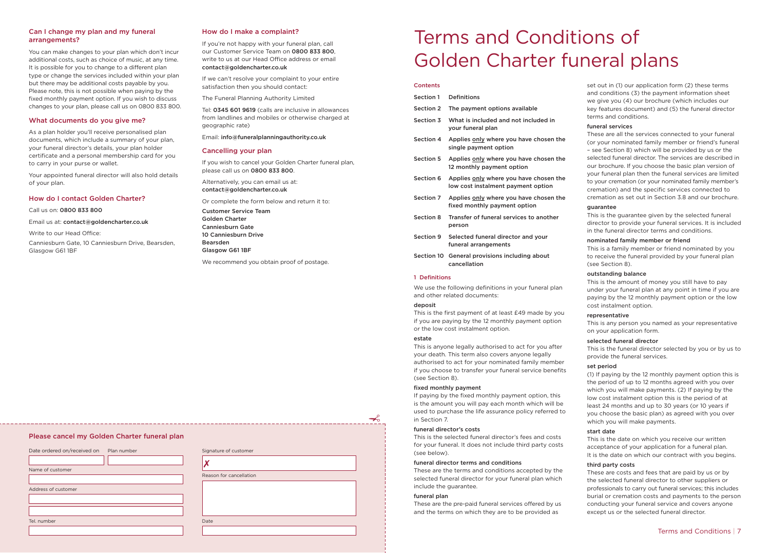## Can I change my plan and my funeral arrangements?

You can make changes to your plan which don't incur additional costs, such as choice of music, at any time. It is possible for you to change to a different plan type or change the services included within your plan but there may be additional costs payable by you. Please note, this is not possible when paying by the fixed monthly payment option. If you wish to discuss changes to your plan, please call us on 0800 833 800.

## What documents do you give me?

As a plan holder you'll receive personalised plan documents, which include a summary of your plan, your funeral director's details, your plan holder certificate and a personal membership card for you to carry in your purse or wallet.

Your appointed funeral director will also hold details of your plan.

## How do I contact Golden Charter?

Call us on: **0800 833 800**

Email us at: **contact@goldencharter.co.uk**

Write to our Head Office:

Canniesburn Gate, 10 Canniesburn Drive, Bearsden, Glasgow G61 1BF

## How do I make a complaint?

If you're not happy with your funeral plan, call our Customer Service Team on **0800 833 800**, write to us at our Head Office address or email **contact@goldencharter.co.uk**

If we can't resolve your complaint to your entire satisfaction then you should contact:

The Funeral Planning Authority Limited

Tel: **0345 601 9619** (calls are inclusive in allowances from landlines and mobiles or otherwise charged at geographic rate)

Email: **info@funeralplanningauthority.co.uk**

## Cancelling your plan

If you wish to cancel your Golden Charter funeral plan, please call us on **0800 833 800**.

Alternatively, you can email us at: **contact@goldencharter.co.uk**

Or complete the form below and return it to:

**Customer Service Team**
**Golden Charter**
**Canniesburn Gate**
**10 Canniesburn Drive**
**Bearsden**
**Glasgow G61 1BF**

We recommend you obtain proof of postage.

## Please cancel my Golden Charter funeral plan

Date ordered on/received on | Plan number

Name of customer

Address of customer

Tel. number

Signature of customer

✗

Reason for cancellation

Date

# Terms and Conditions of Golden Charter funeral plans

**Contents**

| | |
|---|---|
| Section 1 | Definitions |
| Section 2 | The payment options available |
| Section 3 | What is included and not included in your funeral plan |
| Section 4 | Applies only where you have chosen the single payment option |
| Section 5 | Applies only where you have chosen the 12 monthly payment option |
| Section 6 | Applies only where you have chosen the low cost instalment payment option |
| Section 7 | Applies only where you have chosen the fixed monthly payment option |
| Section 8 | Transfer of funeral services to another person |
| Section 9 | Selected funeral director and your funeral arrangements |
| Section 10 | General provisions including about cancellation |

## 1 Definitions

We use the following definitions in your funeral plan and other related documents:

**deposit**
This is the first payment of at least £49 made by you if you are paying by the 12 monthly payment option or the low cost instalment option.

**estate**
This is anyone legally authorised to act for you after your death. This term also covers anyone legally authorised to act for your nominated family member if you choose to transfer your funeral service benefits (see Section 8).

**fixed monthly payment**
If paying by the fixed monthly payment option, this is the amount you will pay each month which will be used to purchase the life assurance policy referred to in Section 7.

**funeral director's costs**
This is the selected funeral director's fees and costs for your funeral. It does not include third party costs (see below).

**funeral director terms and conditions**
These are the terms and conditions accepted by the selected funeral director for your funeral plan which include the guarantee.

**funeral plan**
These are the pre-paid funeral services offered by us and the terms on which they are to be provided as set out in (1) our application form (2) these terms and conditions (3) the payment information sheet we give you (4) our brochure (which includes our key features document) and (5) the funeral director terms and conditions.

**funeral services**
These are all the services connected to your funeral (or your nominated family member or friend's funeral – see Section 8) which will be provided by us or the selected funeral director. The services are described in our brochure. If you choose the basic plan version of your funeral plan then the funeral services are limited to your cremation (or your nominated family member's cremation) and the specific services connected to cremation as set out in Section 3.8 and our brochure.

**guarantee**
This is the guarantee given by the selected funeral director to provide your funeral services. It is included in the funeral director terms and conditions.

**nominated family member or friend**
This is a family member or friend nominated by you to receive the funeral provided by your funeral plan (see Section 8).

**outstanding balance**
This is the amount of money you still have to pay under your funeral plan at any point in time if you are paying by the 12 monthly payment option or the low cost instalment option.

**representative**
This is any person you named as your representative on your application form.

**selected funeral director**
This is the funeral director selected by you or by us to provide the funeral services.

**set period**
(1) If paying by the 12 monthly payment option this is the period of up to 12 months agreed with you over which you will make payments. (2) If paying by the low cost instalment option this is the period of at least 24 months and up to 30 years (or 10 years if you choose the basic plan) as agreed with you over which you will make payments.

**start date**
This is the date on which you receive our written acceptance of your application for a funeral plan. It is the date on which our contract with you begins.

**third party costs**
These are costs and fees that are paid by us or by the selected funeral director to other suppliers or professionals to carry out funeral services; this includes burial or cremation costs and payments to the person conducting your funeral service and covers anyone except us or the selected funeral director.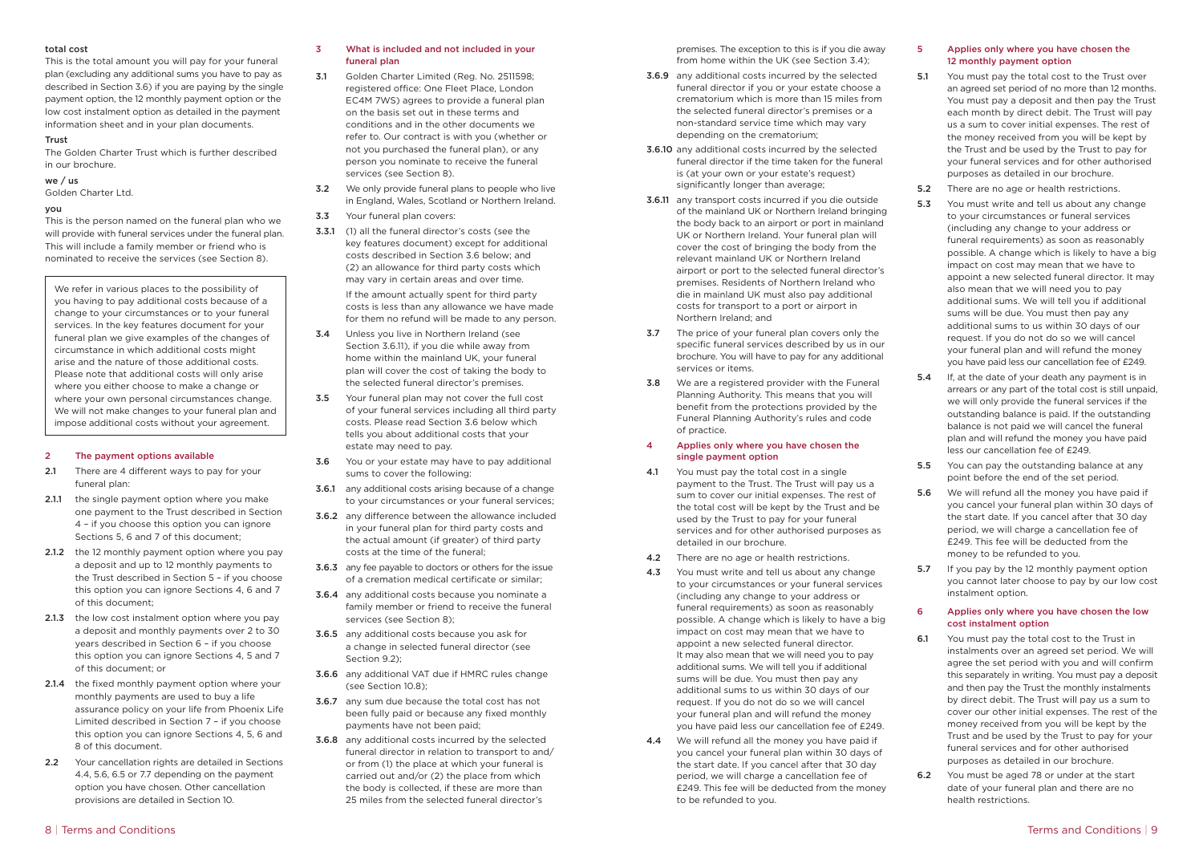**total cost**

This is the total amount you will pay for your funeral plan (excluding any additional sums you have to pay as described in Section 3.6) if you are paying by the single payment option, the 12 monthly payment option or the low cost instalment option as detailed in the payment information sheet and in your plan documents.

**Trust**

The Golden Charter Trust which is further described in our brochure.

**we / us**

Golden Charter Ltd.

**you**

This is the person named on the funeral plan who we will provide with funeral services under the funeral plan. This will include a family member or friend who is nominated to receive the services (see Section 8).

> We refer in various places to the possibility of you having to pay additional costs because of a change to your circumstances or to your funeral services. In the key features document for your funeral plan we give examples of the changes of circumstance in which additional costs might arise and the nature of those additional costs. Please note that additional costs will only arise where you either choose to make a change or where your own personal circumstances change. We will not make changes to your funeral plan and impose additional costs without your agreement.

## 2 The payment options available

**2.1** There are 4 different ways to pay for your funeral plan:

**2.1.1** the single payment option where you make one payment to the Trust described in Section 4 – if you choose this option you can ignore Sections 5, 6 and 7 of this document;

**2.1.2** the 12 monthly payment option where you pay a deposit and up to 12 monthly payments to the Trust described in Section 5 – if you choose this option you can ignore Sections 4, 6 and 7 of this document;

**2.1.3** the low cost instalment option where you pay a deposit and monthly payments over 2 to 30 years described in Section 6 – if you choose this option you can ignore Sections 4, 5 and 7 of this document; or

**2.1.4** the fixed monthly payment option where your monthly payments are used to buy a life assurance policy on your life from Phoenix Life Limited described in Section 7 – if you choose this option you can ignore Sections 4, 5, 6 and 8 of this document.

**2.2** Your cancellation rights are detailed in Sections 4.4, 5.6, 6.5 or 7.7 depending on the payment option you have chosen. Other cancellation provisions are detailed in Section 10.

## 3 What is included and not included in your funeral plan

**3.1** Golden Charter Limited (Reg. No. 2511598; registered office: One Fleet Place, London EC4M 7WS) agrees to provide a funeral plan on the basis set out in these terms and conditions and in the other documents we refer to. Our contract is with you (whether or not you purchased the funeral plan), or any person you nominate to receive the funeral services (see Section 8).

**3.2** We only provide funeral plans to people who live in England, Wales, Scotland or Northern Ireland.

**3.3** Your funeral plan covers:

**3.3.1** (1) all the funeral director's costs (see the key features document) except for additional costs described in Section 3.6 below; and (2) an allowance for third party costs which may vary in certain areas and over time.

If the amount actually spent for third party costs is less than any allowance we have made for them no refund will be made to any person.

**3.4** Unless you live in Northern Ireland (see Section 3.6.11), if you die while away from home within the mainland UK, your funeral plan will cover the cost of taking the body to the selected funeral director's premises.

**3.5** Your funeral plan may not cover the full cost of your funeral services including all third party costs. Please read Section 3.6 below which tells you about additional costs that your estate may need to pay.

**3.6** You or your estate may have to pay additional sums to cover the following:

**3.6.1** any additional costs arising because of a change to your circumstances or your funeral services;

**3.6.2** any difference between the allowance included in your funeral plan for third party costs and the actual amount (if greater) of third party costs at the time of the funeral;

**3.6.3** any fee payable to doctors or others for the issue of a cremation medical certificate or similar;

**3.6.4** any additional costs because you nominate a family member or friend to receive the funeral services (see Section 8);

**3.6.5** any additional costs because you ask for a change in selected funeral director (see Section 9.2);

**3.6.6** any additional VAT due if HMRC rules change (see Section 10.8);

**3.6.7** any sum due because the total cost has not been fully paid or because any fixed monthly payments have not been paid;

**3.6.8** any additional costs incurred by the selected funeral director in relation to transport to and/or from (1) the place at which your funeral is carried out and/or (2) the place from which the body is collected, if these are more than 25 miles from the selected funeral director's premises. The exception to this is if you die away from home within the UK (see Section 3.4);

**3.6.9** any additional costs incurred by the selected funeral director if you or your estate choose a crematorium which is more than 15 miles from the selected funeral director's premises or a non-standard service time which may vary depending on the crematorium;

**3.6.10** any additional costs incurred by the selected funeral director if the time taken for the funeral is (at your own or your estate's request) significantly longer than average;

**3.6.11** any transport costs incurred if you die outside of the mainland UK or Northern Ireland bringing the body back to an airport or port in mainland UK or Northern Ireland. Your funeral plan will cover the cost of bringing the body from the relevant mainland UK or Northern Ireland airport or port to the selected funeral director's premises. Residents of Northern Ireland who die in mainland UK must also pay additional costs for transport to a port or airport in Northern Ireland; and

**3.7** The price of your funeral plan covers only the specific funeral services described by us in our brochure. You will have to pay for any additional services or items.

**3.8** We are a registered provider with the Funeral Planning Authority. This means that you will benefit from the protections provided by the Funeral Planning Authority's rules and code of practice.

## 4 Applies only where you have chosen the single payment option

**4.1** You must pay the total cost in a single payment to the Trust. The Trust will pay us a sum to cover our initial expenses. The rest of the total cost will be kept by the Trust and be used by the Trust to pay for your funeral services and for other authorised purposes as detailed in our brochure.

**4.2** There are no age or health restrictions.

**4.3** You must write and tell us about any change to your circumstances or your funeral services (including any change to your address or funeral requirements) as soon as reasonably possible. A change which is likely to have a big impact on cost may mean that we have to appoint a new selected funeral director. It may also mean that we will need you to pay additional sums. We will tell you if additional sums will be due. You must then pay any additional sums to us within 30 days of our request. If you do not do so we will cancel your funeral plan and will refund the money you have paid less our cancellation fee of £249.

**4.4** We will refund all the money you have paid if you cancel your funeral plan within 30 days of the start date. If you cancel after that 30 day period, we will charge a cancellation fee of £249. This fee will be deducted from the money to be refunded to you.

## 5 Applies only where you have chosen the 12 monthly payment option

**5.1** You must pay the total cost to the Trust over an agreed set period of no more than 12 months. You must pay a deposit and then pay the Trust each month by direct debit. The Trust will pay us a sum to cover initial expenses. The rest of the money received from you will be kept by the Trust and be used by the Trust to pay for your funeral services and for other authorised purposes as detailed in our brochure.

**5.2** There are no age or health restrictions.

**5.3** You must write and tell us about any change to your circumstances or funeral services (including any change to your address or funeral requirements) as soon as reasonably possible. A change which is likely to have a big impact on cost may mean that we have to appoint a new selected funeral director. It may also mean that we will need you to pay additional sums. We will tell you if additional sums will be due. You must then pay any additional sums to us within 30 days of our request. If you do not do so we will cancel your funeral plan and will refund the money you have paid less our cancellation fee of £249.

**5.4** If, at the date of your death any payment is in arrears or any part of the total cost is still unpaid, we will only provide the funeral services if the outstanding balance is paid. If the outstanding balance is not paid we will cancel the funeral plan and will refund the money you have paid less our cancellation fee of £249.

**5.5** You can pay the outstanding balance at any point before the end of the set period.

**5.6** We will refund all the money you have paid if you cancel your funeral plan within 30 days of the start date. If you cancel after that 30 day period, we will charge a cancellation fee of £249. This fee will be deducted from the money to be refunded to you.

**5.7** If you pay by the 12 monthly payment option you cannot later choose to pay by our low cost instalment option.

## 6 Applies only where you have chosen the low cost instalment option

**6.1** You must pay the total cost to the Trust in instalments over an agreed set period. We will agree the set period with you and will confirm this separately in writing. You must pay a deposit and then pay the Trust the monthly instalments by direct debit. The Trust will pay us a sum to cover our other initial expenses. The rest of the money received from you will be kept by the Trust and be used by the Trust to pay for your funeral services and for other authorised purposes as detailed in our brochure.

**6.2** You must be aged 78 or under at the start date of your funeral plan and there are no health restrictions.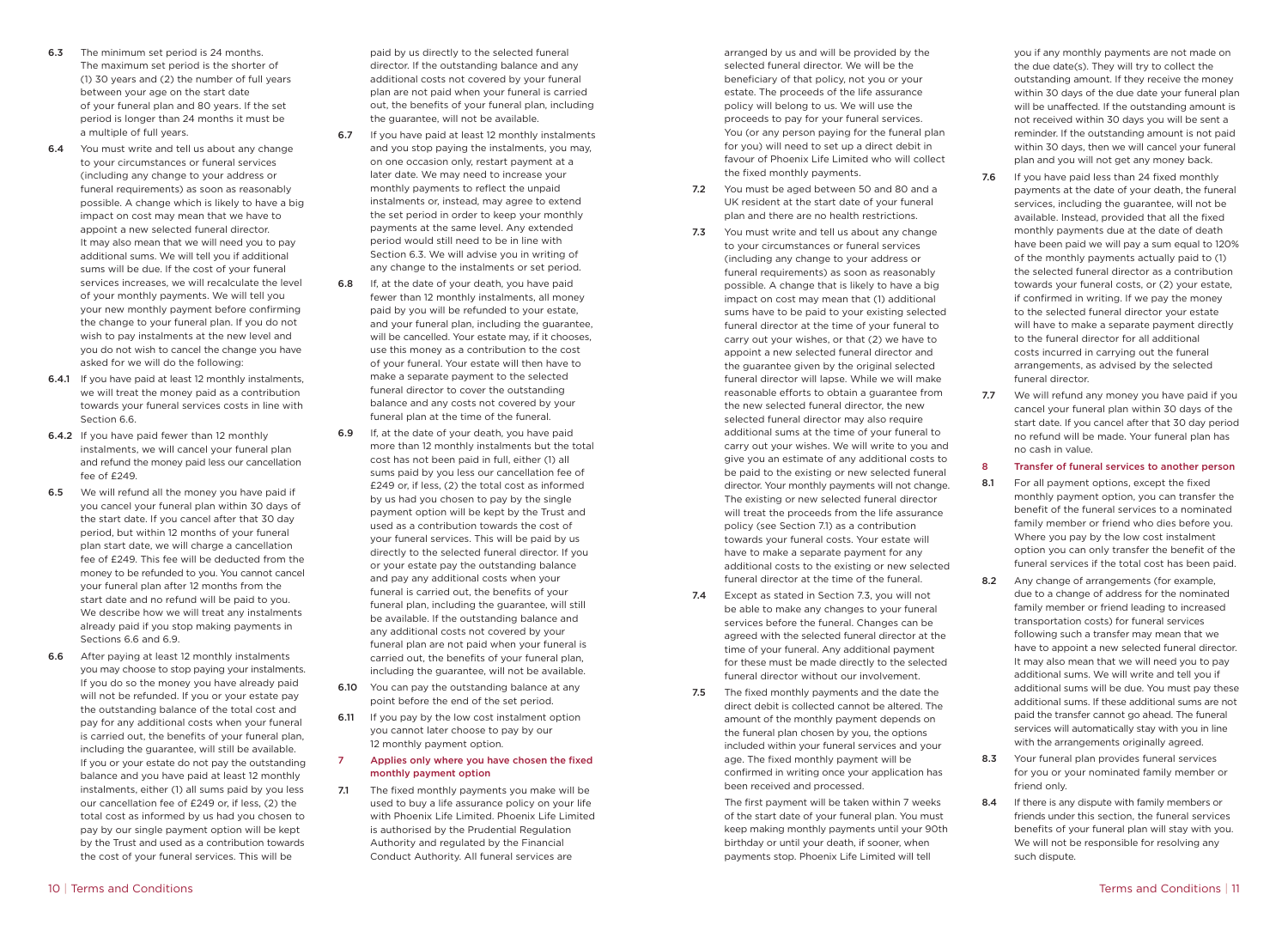**6.3** The minimum set period is 24 months. The maximum set period is the shorter of (1) 30 years and (2) the number of full years between your age on the start date of your funeral plan and 80 years. If the set period is longer than 24 months it must be a multiple of full years.

**6.4** You must write and tell us about any change to your circumstances or funeral services (including any change to your address or funeral requirements) as soon as reasonably possible. A change which is likely to have a big impact on cost may mean that we have to appoint a new selected funeral director. It may also mean that we will need you to pay additional sums. We will tell you if additional sums will be due. If the cost of your funeral services increases, we will recalculate the level of your monthly payments. We will tell you your new monthly payment before confirming the change to your funeral plan. If you do not wish to pay instalments at the new level and you do not wish to cancel the change you have asked for we will do the following:

**6.4.1** If you have paid at least 12 monthly instalments, we will treat the money paid as a contribution towards your funeral services costs in line with Section 6.6.

**6.4.2** If you have paid fewer than 12 monthly instalments, we will cancel your funeral plan and refund the money paid less our cancellation fee of £249.

**6.5** We will refund all the money you have paid if you cancel your funeral plan within 30 days of the start date. If you cancel after that 30 day period, but within 12 months of your funeral plan start date, we will charge a cancellation fee of £249. This fee will be deducted from the money to be refunded to you. You cannot cancel your funeral plan after 12 months from the start date and no refund will be paid to you. We describe how we will treat any instalments already paid if you stop making payments in Sections 6.6 and 6.9.

**6.6** After paying at least 12 monthly instalments you may choose to stop paying your instalments. If you do so the money you have already paid will not be refunded. If you or your estate pay the outstanding balance of the total cost and pay for any additional costs when your funeral is carried out, the benefits of your funeral plan, including the guarantee, will still be available. If you or your estate do not pay the outstanding balance and you have paid at least 12 monthly instalments, either (1) all sums paid by you less our cancellation fee of £249 or, if less, (2) the total cost as informed by us had you chosen to pay by our single payment option will be kept by the Trust and used as a contribution towards the cost of your funeral services. This will be paid by us directly to the selected funeral director. If the outstanding balance and any additional costs not covered by your funeral plan are not paid when your funeral is carried out, the benefits of your funeral plan, including the guarantee, will not be available.

**6.7** If you have paid at least 12 monthly instalments and you stop paying the instalments, you may, on one occasion only, restart payment at a later date. We may need to increase your monthly payments to reflect the unpaid instalments or, instead, may agree to extend the set period in order to keep your monthly payments at the same level. Any extended period would still need to be in line with Section 6.3. We will advise you in writing of any change to the instalments or set period.

**6.8** If, at the date of your death, you have paid fewer than 12 monthly instalments, all money paid by you will be refunded to your estate, and your funeral plan, including the guarantee, will be cancelled. Your estate may, if it chooses, use this money as a contribution to the cost of your funeral. Your estate will then have to make a separate payment to the selected funeral director to cover the outstanding balance and any costs not covered by your funeral plan at the time of the funeral.

**6.9** If, at the date of your death, you have paid more than 12 monthly instalments but the total cost has not been paid in full, either (1) all sums paid by you less our cancellation fee of £249 or, if less, (2) the total cost as informed by us had you chosen to pay by the single payment option will be kept by the Trust and used as a contribution towards the cost of your funeral services. This will be paid by us directly to the selected funeral director. If you or your estate pay the outstanding balance and pay any additional costs when your funeral is carried out, the benefits of your funeral plan, including the guarantee, will still be available. If the outstanding balance and any additional costs not covered by your funeral plan are not paid when your funeral is carried out, the benefits of your funeral plan, including the guarantee, will not be available.

**6.10** You can pay the outstanding balance at any point before the end of the set period.

**6.11** If you pay by the low cost instalment option you cannot later choose to pay by our 12 monthly payment option.

## 7 Applies only where you have chosen the fixed monthly payment option

**7.1** The fixed monthly payments you make will be used to buy a life assurance policy on your life with Phoenix Life Limited. Phoenix Life Limited is authorised by the Prudential Regulation Authority and regulated by the Financial Conduct Authority. All funeral services are arranged by us and will be provided by the selected funeral director. We will be the beneficiary of that policy, not you or your estate. The proceeds of the life assurance policy will belong to us. We will use the proceeds to pay for your funeral services. You (or any person paying for the funeral plan for you) will need to set up a direct debit in favour of Phoenix Life Limited who will collect the fixed monthly payments.

**7.2** You must be aged between 50 and 80 and a UK resident at the start date of your funeral plan and there are no health restrictions.

**7.3** You must write and tell us about any change to your circumstances or funeral services (including any change to your address or funeral requirements) as soon as reasonably possible. A change that is likely to have a big impact on cost may mean that (1) additional sums have to be paid to your existing selected funeral director at the time of your funeral to carry out your wishes, or that (2) we have to appoint a new selected funeral director and the guarantee given by the original selected funeral director will lapse. While we will make reasonable efforts to obtain a guarantee from the new selected funeral director, the new selected funeral director may also require additional sums at the time of your funeral to carry out your wishes. We will write to you and give you an estimate of any additional costs to be paid to the existing or new selected funeral director. Your monthly payments will not change. The existing or new selected funeral director will treat the proceeds from the life assurance policy (see Section 7.1) as a contribution towards your funeral costs. Your estate will have to make a separate payment for any additional costs to the existing or new selected funeral director at the time of the funeral.

**7.4** Except as stated in Section 7.3, you will not be able to make any changes to your funeral services before the funeral. Changes can be agreed with the selected funeral director at the time of your funeral. Any additional payment for these must be made directly to the selected funeral director without our involvement.

**7.5** The fixed monthly payments and the date the direct debit is collected cannot be altered. The amount of the monthly payment depends on the funeral plan chosen by you, the options included within your funeral services and your age. The fixed monthly payment will be confirmed in writing once your application has been received and processed.

The first payment will be taken within 7 weeks of the start date of your funeral plan. You must keep making monthly payments until your 90th birthday or until your death, if sooner, when payments stop. Phoenix Life Limited will tell you if any monthly payments are not made on the due date(s). They will try to collect the outstanding amount. If they receive the money within 30 days of the due date your funeral plan will be unaffected. If the outstanding amount is not received within 30 days you will be sent a reminder. If the outstanding amount is not paid within 30 days, then we will cancel your funeral plan and you will not get any money back.

**7.6** If you have paid less than 24 fixed monthly payments at the date of your death, the funeral services, including the guarantee, will not be available. Instead, provided that all the fixed monthly payments due at the date of death have been paid we will pay a sum equal to 120% of the monthly payments actually paid to (1) the selected funeral director as a contribution towards your funeral costs, or (2) your estate, if confirmed in writing. If we pay the money to the selected funeral director your estate will have to make a separate payment directly to the funeral director for all additional costs incurred in carrying out the funeral arrangements, as advised by the selected funeral director.

**7.7** We will refund any money you have paid if you cancel your funeral plan within 30 days of the start date. If you cancel after that 30 day period no refund will be made. Your funeral plan has no cash in value.

## 8 Transfer of funeral services to another person

**8.1** For all payment options, except the fixed monthly payment option, you can transfer the benefit of the funeral services to a nominated family member or friend who dies before you. Where you pay by the low cost instalment option you can only transfer the benefit of the funeral services if the total cost has been paid.

**8.2** Any change of arrangements (for example, due to a change of address for the nominated family member or friend leading to increased transportation costs) for funeral services following such a transfer may mean that we have to appoint a new selected funeral director. It may also mean that we will need you to pay additional sums. We will write and tell you if additional sums will be due. You must pay these additional sums. If these additional sums are not paid the transfer cannot go ahead. The funeral services will automatically stay with you in line with the arrangements originally agreed.

**8.3** Your funeral plan provides funeral services for you or your nominated family member or friend only.

**8.4** If there is any dispute with family members or friends under this section, the funeral services benefits of your funeral plan will stay with you. We will not be responsible for resolving any such dispute.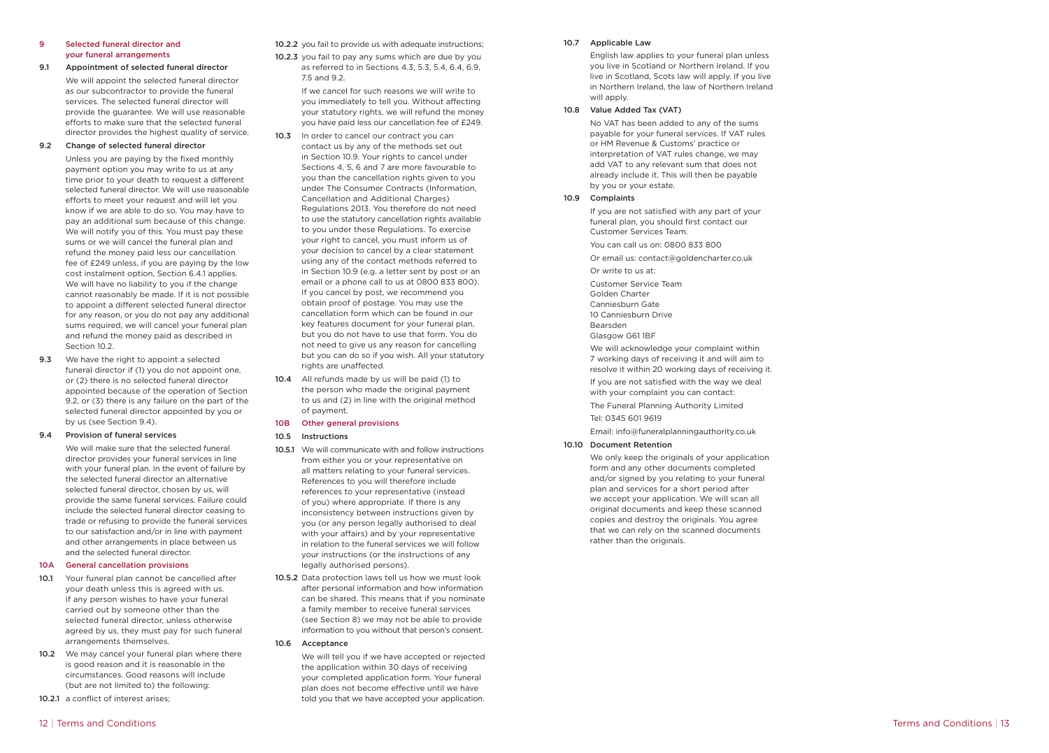## 9 Selected funeral director and your funeral arrangements

### 9.1 Appointment of selected funeral director

We will appoint the selected funeral director as our subcontractor to provide the funeral services. The selected funeral director will provide the guarantee. We will use reasonable efforts to make sure that the selected funeral director provides the highest quality of service.

### 9.2 Change of selected funeral director

Unless you are paying by the fixed monthly payment option you may write to us at any time prior to your death to request a different selected funeral director. We will use reasonable efforts to meet your request and will let you know if we are able to do so. You may have to pay an additional sum because of this change. We will notify you of this. You must pay these sums or we will cancel the funeral plan and refund the money paid less our cancellation fee of £249 unless, if you are paying by the low cost instalment option, Section 6.4.1 applies. We will have no liability to you if the change cannot reasonably be made. If it is not possible to appoint a different selected funeral director for any reason, or you do not pay any additional sums required, we will cancel your funeral plan and refund the money paid as described in Section 10.2.

**9.3** We have the right to appoint a selected funeral director if (1) you do not appoint one, or (2) there is no selected funeral director appointed because of the operation of Section 9.2, or (3) there is any failure on the part of the selected funeral director appointed by you or by us (see Section 9.4).

### 9.4 Provision of funeral services

We will make sure that the selected funeral director provides your funeral services in line with your funeral plan. In the event of failure by the selected funeral director an alternative selected funeral director, chosen by us, will provide the same funeral services. Failure could include the selected funeral director ceasing to trade or refusing to provide the funeral services to our satisfaction and/or in line with payment and other arrangements in place between us and the selected funeral director.

## 10A General cancellation provisions

**10.1** Your funeral plan cannot be cancelled after your death unless this is agreed with us. If any person wishes to have your funeral carried out by someone other than the selected funeral director, unless otherwise agreed by us, they must pay for such funeral arrangements themselves.

**10.2** We may cancel your funeral plan where there is good reason and it is reasonable in the circumstances. Good reasons will include (but are not limited to) the following:

**10.2.1** a conflict of interest arises;

**10.2.2** you fail to provide us with adequate instructions;

**10.2.3** you fail to pay any sums which are due by you as referred to in Sections 4.3, 5.3, 5.4, 6.4, 6.9, 7.5 and 9.2.

If we cancel for such reasons we will write to you immediately to tell you. Without affecting your statutory rights, we will refund the money you have paid less our cancellation fee of £249.

**10.3** In order to cancel our contract you can contact us by any of the methods set out in Section 10.9. Your rights to cancel under Sections 4, 5, 6 and 7 are more favourable to you than the cancellation rights given to you under The Consumer Contracts (Information, Cancellation and Additional Charges) Regulations 2013. You therefore do not need to use the statutory cancellation rights available to you under these Regulations. To exercise your right to cancel, you must inform us of your decision to cancel by a clear statement using any of the contact methods referred to in Section 10.9 (e.g. a letter sent by post or an email or a phone call to us at 0800 833 800). If you cancel by post, we recommend you obtain proof of postage. You may use the cancellation form which can be found in our key features document for your funeral plan, but you do not have to use that form. You do not need to give us any reason for cancelling but you can do so if you wish. All your statutory rights are unaffected.

**10.4** All refunds made by us will be paid (1) to the person who made the original payment to us and (2) in line with the original method of payment.

## 10B Other general provisions

### 10.5 Instructions

**10.5.1** We will communicate with and follow instructions from either you or your representative on all matters relating to your funeral services. References to you will therefore include references to your representative (instead of you) where appropriate. If there is any inconsistency between instructions given by you (or any person legally authorised to deal with your affairs) and by your representative in relation to the funeral services we will follow your instructions (or the instructions of any legally authorised persons).

**10.5.2** Data protection laws tell us how we must look after personal information and how information can be shared. This means that if you nominate a family member to receive funeral services (see Section 8) we may not be able to provide information to you without that person's consent.

### 10.6 Acceptance

We will tell you if we have accepted or rejected the application within 30 days of receiving your completed application form. Your funeral plan does not become effective until we have told you that we have accepted your application.

### 10.7 Applicable Law

English law applies to your funeral plan unless you live in Scotland or Northern Ireland. If you live in Scotland, Scots law will apply. If you live in Northern Ireland, the law of Northern Ireland will apply.

### 10.8 Value Added Tax (VAT)

No VAT has been added to any of the sums payable for your funeral services. If VAT rules or HM Revenue & Customs' practice or interpretation of VAT rules change, we may add VAT to any relevant sum that does not already include it. This will then be payable by you or your estate.

### 10.9 Complaints

If you are not satisfied with any part of your funeral plan, you should first contact our Customer Services Team.

You can call us on: 0800 833 800

Or email us: contact@goldencharter.co.uk

Or write to us at:

Customer Service Team
Golden Charter
Canniesburn Gate
10 Canniesburn Drive
Bearsden
Glasgow G61 1BF

We will acknowledge your complaint within 7 working days of receiving it and will aim to resolve it within 20 working days of receiving it.

If you are not satisfied with the way we deal with your complaint you can contact:

The Funeral Planning Authority Limited

Tel: 0345 601 9619

Email: info@funeralplanningauthority.co.uk

### 10.10 Document Retention

We only keep the originals of your application form and any other documents completed and/or signed by you relating to your funeral plan and services for a short period after we accept your application. We will scan all original documents and keep these scanned copies and destroy the originals. You agree that we can rely on the scanned documents rather than the originals.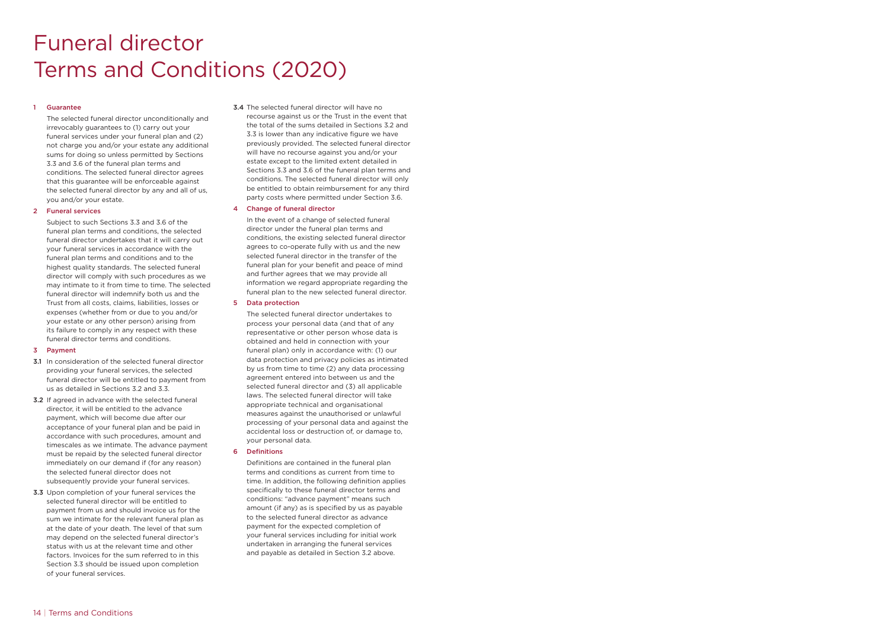# Funeral director Terms and Conditions (2020)

## 1 Guarantee

The selected funeral director unconditionally and irrevocably guarantees to (1) carry out your funeral services under your funeral plan and (2) not charge you and/or your estate any additional sums for doing so unless permitted by Sections 3.3 and 3.6 of the funeral plan terms and conditions. The selected funeral director agrees that this guarantee will be enforceable against the selected funeral director by any and all of us, you and/or your estate.

## 2 Funeral services

Subject to such Sections 3.3 and 3.6 of the funeral plan terms and conditions, the selected funeral director undertakes that it will carry out your funeral services in accordance with the funeral plan terms and conditions and to the highest quality standards. The selected funeral director will comply with such procedures as we may intimate to it from time to time. The selected funeral director will indemnify both us and the Trust from all costs, claims, liabilities, losses or expenses (whether from or due to you and/or your estate or any other person) arising from its failure to comply in any respect with these funeral director terms and conditions.

## 3 Payment

**3.1** In consideration of the selected funeral director providing your funeral services, the selected funeral director will be entitled to payment from us as detailed in Sections 3.2 and 3.3.

**3.2** If agreed in advance with the selected funeral director, it will be entitled to the advance payment, which will become due after our acceptance of your funeral plan and be paid in accordance with such procedures, amount and timescales as we intimate. The advance payment must be repaid by the selected funeral director immediately on our demand if (for any reason) the selected funeral director does not subsequently provide your funeral services.

**3.3** Upon completion of your funeral services the selected funeral director will be entitled to payment from us and should invoice us for the sum we intimate for the relevant funeral plan as at the date of your death. The level of that sum may depend on the selected funeral director's status with us at the relevant time and other factors. Invoices for the sum referred to in this Section 3.3 should be issued upon completion of your funeral services.

**3.4** The selected funeral director will have no recourse against us or the Trust in the event that the total of the sums detailed in Sections 3.2 and 3.3 is lower than any indicative figure we have previously provided. The selected funeral director will have no recourse against you and/or your estate except to the limited extent detailed in Sections 3.3 and 3.6 of the funeral plan terms and conditions. The selected funeral director will only be entitled to obtain reimbursement for any third party costs where permitted under Section 3.6.

## 4 Change of funeral director

In the event of a change of selected funeral director under the funeral plan terms and conditions, the existing selected funeral director agrees to co-operate fully with us and the new selected funeral director in the transfer of the funeral plan for your benefit and peace of mind and further agrees that we may provide all information we regard appropriate regarding the funeral plan to the new selected funeral director.

## 5 Data protection

The selected funeral director undertakes to process your personal data (and that of any representative or other person whose data is obtained and held in connection with your funeral plan) only in accordance with: (1) our data protection and privacy policies as intimated by us from time to time (2) any data processing agreement entered into between us and the selected funeral director and (3) all applicable laws. The selected funeral director will take appropriate technical and organisational measures against the unauthorised or unlawful processing of your personal data and against the accidental loss or destruction of, or damage to, your personal data.

## 6 Definitions

Definitions are contained in the funeral plan terms and conditions as current from time to time. In addition, the following definition applies specifically to these funeral director terms and conditions: "advance payment" means such amount (if any) as is specified by us as payable to the selected funeral director as advance payment for the expected completion of your funeral services including for initial work undertaken in arranging the funeral services and payable as detailed in Section 3.2 above.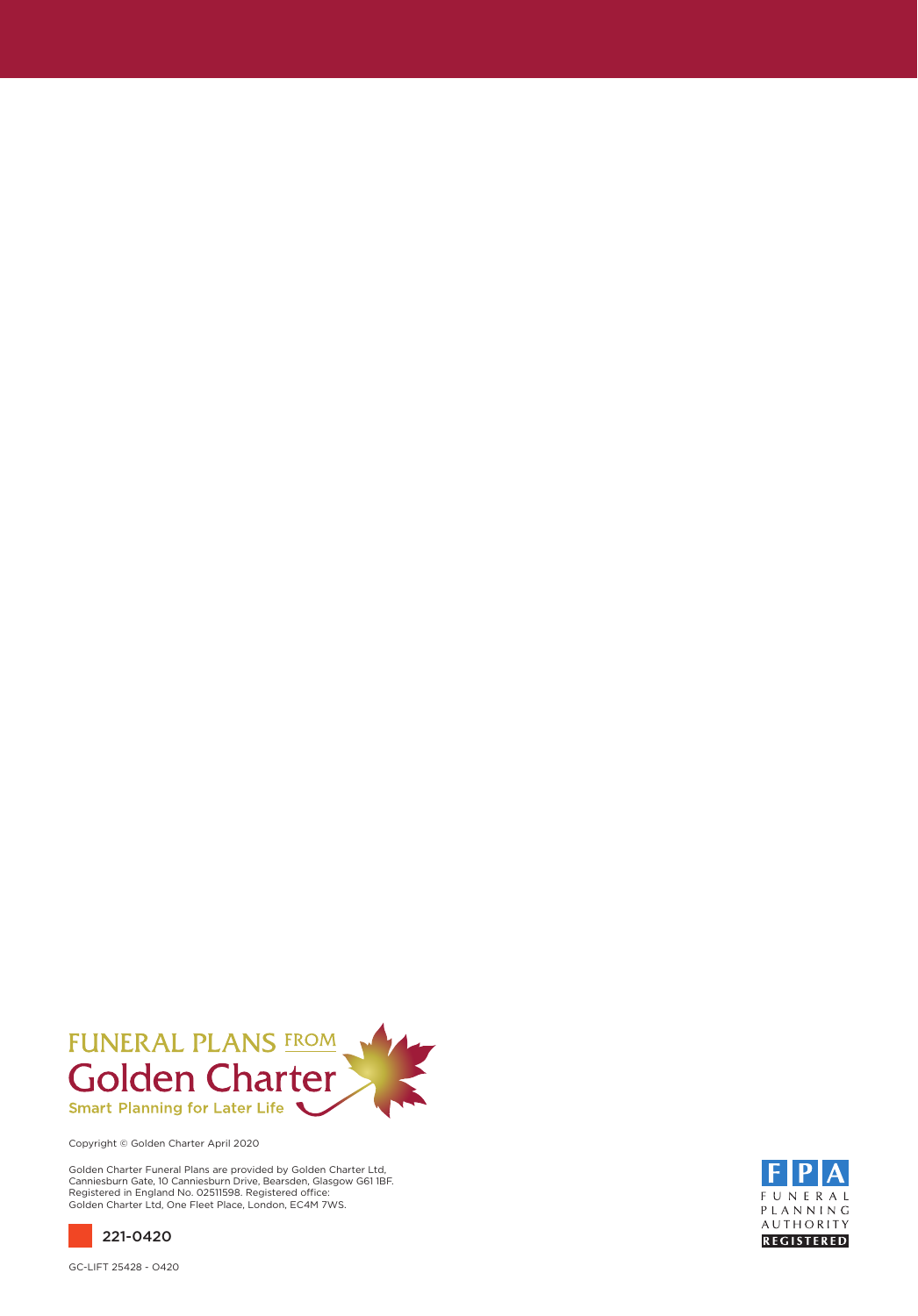FUNERAL PLANS FROM
Golden Charter
Smart Planning for Later Life

Copyright © Golden Charter April 2020

Golden Charter Funeral Plans are provided by Golden Charter Ltd, Canniesburn Gate, 10 Canniesburn Drive, Bearsden, Glasgow G61 1BF. Registered in England No. 02511598. Registered office: Golden Charter Ltd, One Fleet Place, London, EC4M 7WS.

221-0420

GC-LIFT 25428 - 0420

FPA
FUNERAL PLANNING AUTHORITY
REGISTERED